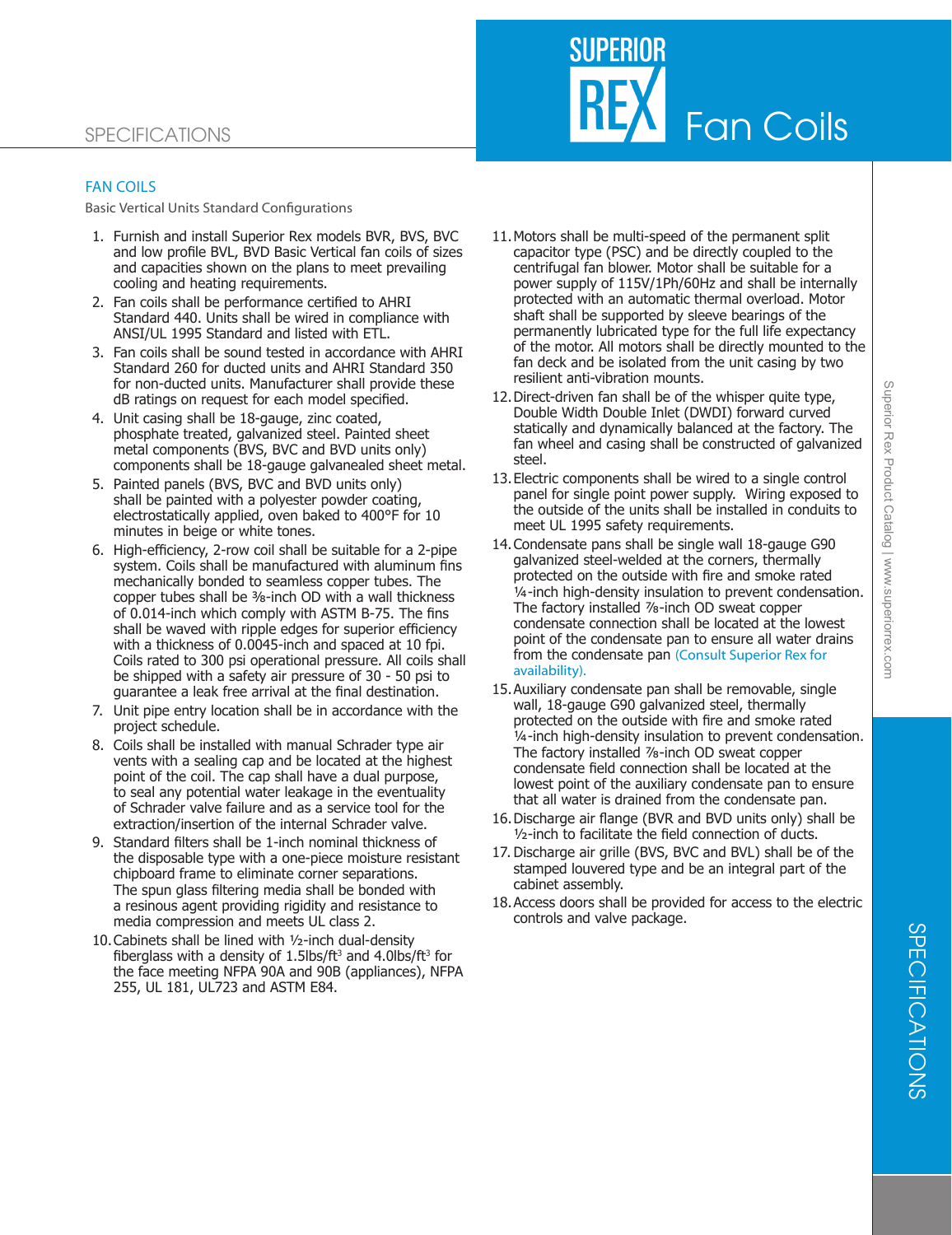# SPECIFICATIONS

## FAN COILS

Basic Vertical Units Standard Configurations

1. Furnish and install Superior Rex models BVR, BVS, BVC and low profile BVL, BVD Basic Vertical fan coils of sizes and capacities shown on the plans to meet prevailing cooling and heating requirements.
2. Fan coils shall be performance certified to AHRI Standard 440. Units shall be wired in compliance with ANSI/UL 1995 Standard and listed with ETL.
3. Fan coils shall be sound tested in accordance with AHRI Standard 260 for ducted units and AHRI Standard 350 for non-ducted units. Manufacturer shall provide these dB ratings on request for each model specified.
4. Unit casing shall be 18-gauge, zinc coated, phosphate treated, galvanized steel. Painted sheet metal components (BVS, BVC and BVD units only) components shall be 18-gauge galvanealed sheet metal.
5. Painted panels (BVS, BVC and BVD units only) shall be painted with a polyester powder coating, electrostatically applied, oven baked to 400°F for 10 minutes in beige or white tones.
6. High-efficiency, 2-row coil shall be suitable for a 2-pipe system. Coils shall be manufactured with aluminum fins mechanically bonded to seamless copper tubes. The copper tubes shall be ⅜-inch OD with a wall thickness of 0.014-inch which comply with ASTM B-75. The fins shall be waved with ripple edges for superior efficiency with a thickness of 0.0045-inch and spaced at 10 fpi. Coils rated to 300 psi operational pressure. All coils shall be shipped with a safety air pressure of 30 - 50 psi to guarantee a leak free arrival at the final destination.
7. Unit pipe entry location shall be in accordance with the project schedule.
8. Coils shall be installed with manual Schrader type air vents with a sealing cap and be located at the highest point of the coil. The cap shall have a dual purpose, to seal any potential water leakage in the eventuality of Schrader valve failure and as a service tool for the extraction/insertion of the internal Schrader valve.
9. Standard filters shall be 1-inch nominal thickness of the disposable type with a one-piece moisture resistant chipboard frame to eliminate corner separations. The spun glass filtering media shall be bonded with a resinous agent providing rigidity and resistance to media compression and meets UL class 2.
10. Cabinets shall be lined with ½-inch dual-density fiberglass with a density of 1.5lbs/ft$^3$ and 4.0lbs/ft$^3$ for the face meeting NFPA 90A and 90B (appliances), NFPA 255, UL 181, UL723 and ASTM E84.
11. Motors shall be multi-speed of the permanent split capacitor type (PSC) and be directly coupled to the centrifugal fan blower. Motor shall be suitable for a power supply of 115V/1Ph/60Hz and shall be internally protected with an automatic thermal overload. Motor shaft shall be supported by sleeve bearings of the permanently lubricated type for the full life expectancy of the motor. All motors shall be directly mounted to the fan deck and be isolated from the unit casing by two resilient anti-vibration mounts.
12. Direct-driven fan shall be of the whisper quite type, Double Width Double Inlet (DWDI) forward curved statically and dynamically balanced at the factory. The fan wheel and casing shall be constructed of galvanized steel.
13. Electric components shall be wired to a single control panel for single point power supply. Wiring exposed to the outside of the units shall be installed in conduits to meet UL 1995 safety requirements.
14. Condensate pans shall be single wall 18-gauge G90 galvanized steel-welded at the corners, thermally protected on the outside with fire and smoke rated ¼-inch high-density insulation to prevent condensation. The factory installed ⅞-inch OD sweat copper condensate connection shall be located at the lowest point of the condensate pan to ensure all water drains from the condensate pan (Consult Superior Rex for availability).
15. Auxiliary condensate pan shall be removable, single wall, 18-gauge G90 galvanized steel, thermally protected on the outside with fire and smoke rated ¼-inch high-density insulation to prevent condensation. The factory installed ⅞-inch OD sweat copper condensate field connection shall be located at the lowest point of the auxiliary condensate pan to ensure that all water is drained from the condensate pan.
16. Discharge air flange (BVR and BVD units only) shall be ½-inch to facilitate the field connection of ducts.
17. Discharge air grille (BVS, BVC and BVL) shall be of the stamped louvered type and be an integral part of the cabinet assembly.
18. Access doors shall be provided for access to the electric controls and valve package.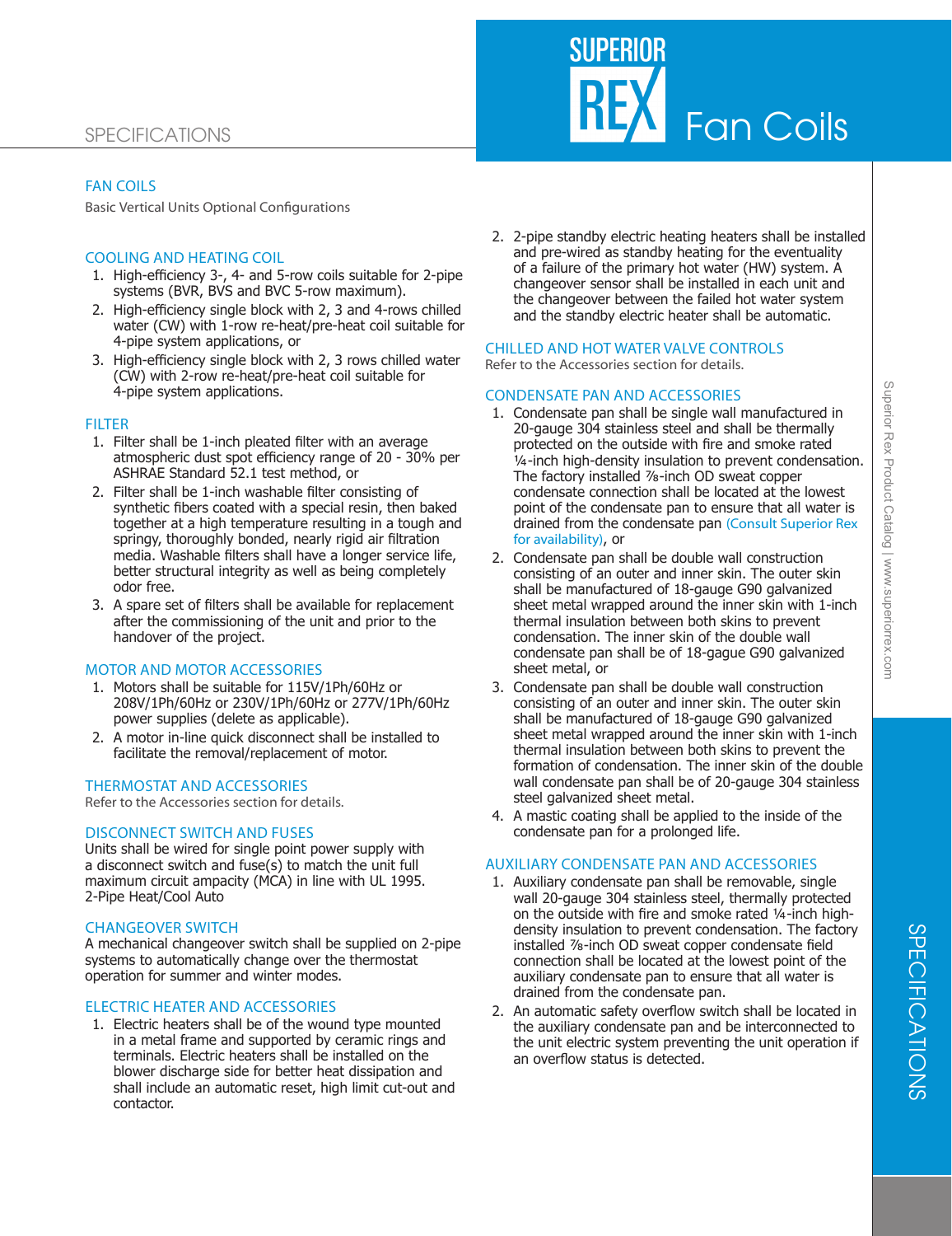# SPECIFICATIONS

## FAN COILS

Basic Vertical Units Optional Configurations

### COOLING AND HEATING COIL

1. High-efficiency 3-, 4- and 5-row coils suitable for 2-pipe systems (BVR, BVS and BVC 5-row maximum).
2. High-efficiency single block with 2, 3 and 4-rows chilled water (CW) with 1-row re-heat/pre-heat coil suitable for 4-pipe system applications, or
3. High-efficiency single block with 2, 3 rows chilled water (CW) with 2-row re-heat/pre-heat coil suitable for 4-pipe system applications.

### FILTER

1. Filter shall be 1-inch pleated filter with an average atmospheric dust spot efficiency range of 20 - 30% per ASHRAE Standard 52.1 test method, or
2. Filter shall be 1-inch washable filter consisting of synthetic fibers coated with a special resin, then baked together at a high temperature resulting in a tough and springy, thoroughly bonded, nearly rigid air filtration media. Washable filters shall have a longer service life, better structural integrity as well as being completely odor free.
3. A spare set of filters shall be available for replacement after the commissioning of the unit and prior to the handover of the project.

### MOTOR AND MOTOR ACCESSORIES

1. Motors shall be suitable for 115V/1Ph/60Hz or 208V/1Ph/60Hz or 230V/1Ph/60Hz or 277V/1Ph/60Hz power supplies (delete as applicable).
2. A motor in-line quick disconnect shall be installed to facilitate the removal/replacement of motor.

### THERMOSTAT AND ACCESSORIES

Refer to the Accessories section for details.

### DISCONNECT SWITCH AND FUSES

Units shall be wired for single point power supply with a disconnect switch and fuse(s) to match the unit full maximum circuit ampacity (MCA) in line with UL 1995. 2-Pipe Heat/Cool Auto

### CHANGEOVER SWITCH

A mechanical changeover switch shall be supplied on 2-pipe systems to automatically change over the thermostat operation for summer and winter modes.

### ELECTRIC HEATER AND ACCESSORIES

1. Electric heaters shall be of the wound type mounted in a metal frame and supported by ceramic rings and terminals. Electric heaters shall be installed on the blower discharge side for better heat dissipation and shall include an automatic reset, high limit cut-out and contactor.
2. 2-pipe standby electric heating heaters shall be installed and pre-wired as standby heating for the eventuality of a failure of the primary hot water (HW) system. A changeover sensor shall be installed in each unit and the changeover between the failed hot water system and the standby electric heater shall be automatic.

### CHILLED AND HOT WATER VALVE CONTROLS

Refer to the Accessories section for details.

### CONDENSATE PAN AND ACCESSORIES

1. Condensate pan shall be single wall manufactured in 20-gauge 304 stainless steel and shall be thermally protected on the outside with fire and smoke rated ¼-inch high-density insulation to prevent condensation. The factory installed ⅞-inch OD sweat copper condensate connection shall be located at the lowest point of the condensate pan to ensure that all water is drained from the condensate pan (Consult Superior Rex for availability), or
2. Condensate pan shall be double wall construction consisting of an outer and inner skin. The outer skin shall be manufactured of 18-gauge G90 galvanized sheet metal wrapped around the inner skin with 1-inch thermal insulation between both skins to prevent condensation. The inner skin of the double wall condensate pan shall be of 18-gague G90 galvanized sheet metal, or
3. Condensate pan shall be double wall construction consisting of an outer and inner skin. The outer skin shall be manufactured of 18-gauge G90 galvanized sheet metal wrapped around the inner skin with 1-inch thermal insulation between both skins to prevent the formation of condensation. The inner skin of the double wall condensate pan shall be of 20-gauge 304 stainless steel galvanized sheet metal.
4. A mastic coating shall be applied to the inside of the condensate pan for a prolonged life.

### AUXILIARY CONDENSATE PAN AND ACCESSORIES

1. Auxiliary condensate pan shall be removable, single wall 20-gauge 304 stainless steel, thermally protected on the outside with fire and smoke rated ¼-inch high-density insulation to prevent condensation. The factory installed ⅞-inch OD sweat copper condensate field connection shall be located at the lowest point of the auxiliary condensate pan to ensure that all water is drained from the condensate pan.
2. An automatic safety overflow switch shall be located in the auxiliary condensate pan and be interconnected to the unit electric system preventing the unit operation if an overflow status is detected.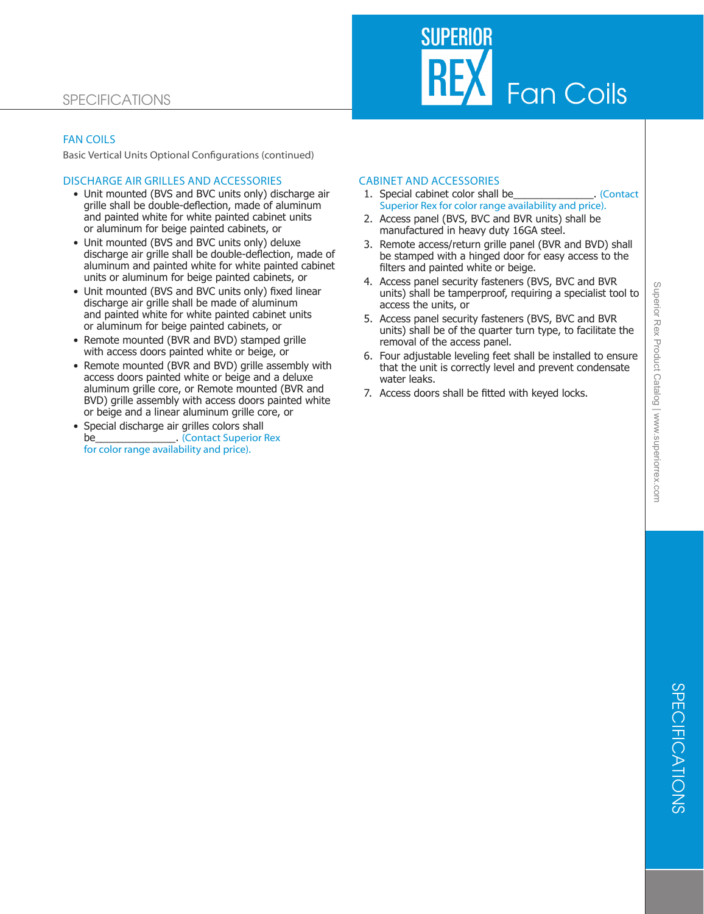## FAN COILS

Basic Vertical Units Optional Configurations (continued)

### DISCHARGE AIR GRILLES AND ACCESSORIES

- Unit mounted (BVS and BVC units only) discharge air grille shall be double-deflection, made of aluminum and painted white for white painted cabinet units or aluminum for beige painted cabinets, or
- Unit mounted (BVS and BVC units only) deluxe discharge air grille shall be double-deflection, made of aluminum and painted white for white painted cabinet units or aluminum for beige painted cabinets, or
- Unit mounted (BVS and BVC units only) fixed linear discharge air grille shall be made of aluminum and painted white for white painted cabinet units or aluminum for beige painted cabinets, or
- Remote mounted (BVR and BVD) stamped grille with access doors painted white or beige, or
- Remote mounted (BVR and BVD) grille assembly with access doors painted white or beige and a deluxe aluminum grille core, or Remote mounted (BVR and BVD) grille assembly with access doors painted white or beige and a linear aluminum grille core, or
- Special discharge air grilles colors shall be______________. (Contact Superior Rex for color range availability and price).

### CABINET AND ACCESSORIES

1. Special cabinet color shall be______________. (Contact Superior Rex for color range availability and price).
2. Access panel (BVS, BVC and BVR units) shall be manufactured in heavy duty 16GA steel.
3. Remote access/return grille panel (BVR and BVD) shall be stamped with a hinged door for easy access to the filters and painted white or beige.
4. Access panel security fasteners (BVS, BVC and BVR units) shall be tamperproof, requiring a specialist tool to access the units, or
5. Access panel security fasteners (BVS, BVC and BVR units) shall be of the quarter turn type, to facilitate the removal of the access panel.
6. Four adjustable leveling feet shall be installed to ensure that the unit is correctly level and prevent condensate water leaks.
7. Access doors shall be fitted with keyed locks.